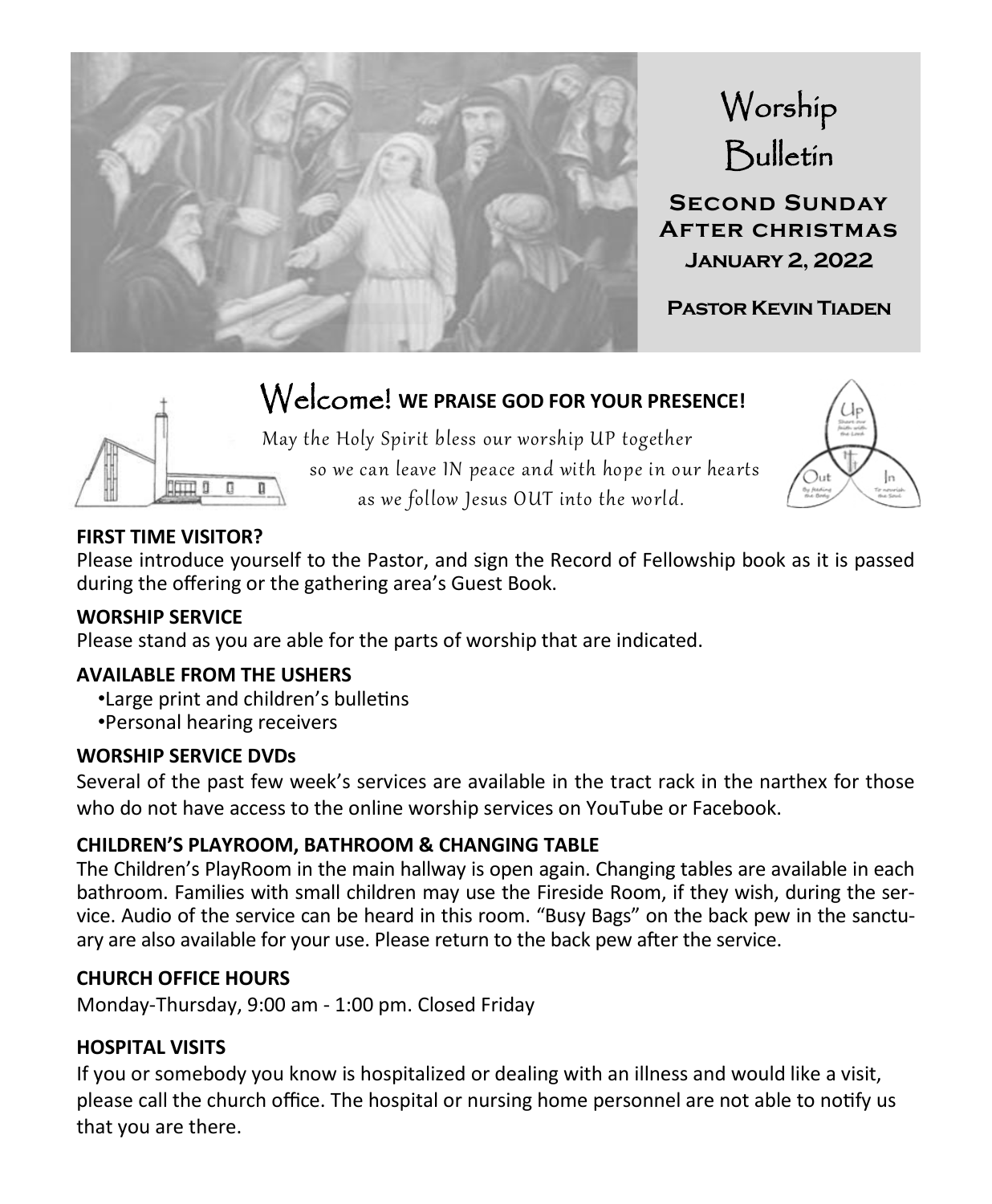# Worship Bulletin

**Second Sunday After christmas**

**January 2, 2022**

**Pastor Kevin Tiaden**

## Welcome! WE PRAISE GOD FOR YOUR PRESENCE!

*May the Holy Spirit bless our worship UP together so we can leave IN peace and with hope in our hearts as we follow Jesus OUT into the world.*

Up — Share our faith with the Lord
Out — By feeding the Body
In — To nourish the Soul

**FIRST TIME VISITOR?**

Please introduce yourself to the Pastor, and sign the Record of Fellowship book as it is passed during the offering or the gathering area's Guest Book.

**WORSHIP SERVICE**

Please stand as you are able for the parts of worship that are indicated.

**AVAILABLE FROM THE USHERS**

- Large print and children's bulletins
- Personal hearing receivers

**WORSHIP SERVICE DVDs**

Several of the past few week's services are available in the tract rack in the narthex for those who do not have access to the online worship services on YouTube or Facebook.

**CHILDREN'S PLAYROOM, BATHROOM & CHANGING TABLE**

The Children's PlayRoom in the main hallway is open again. Changing tables are available in each bathroom. Families with small children may use the Fireside Room, if they wish, during the service. Audio of the service can be heard in this room. "Busy Bags" on the back pew in the sanctuary are also available for your use. Please return to the back pew after the service.

**CHURCH OFFICE HOURS**

Monday-Thursday, 9:00 am - 1:00 pm. Closed Friday

**HOSPITAL VISITS**

If you or somebody you know is hospitalized or dealing with an illness and would like a visit, please call the church office. The hospital or nursing home personnel are not able to notify us that you are there.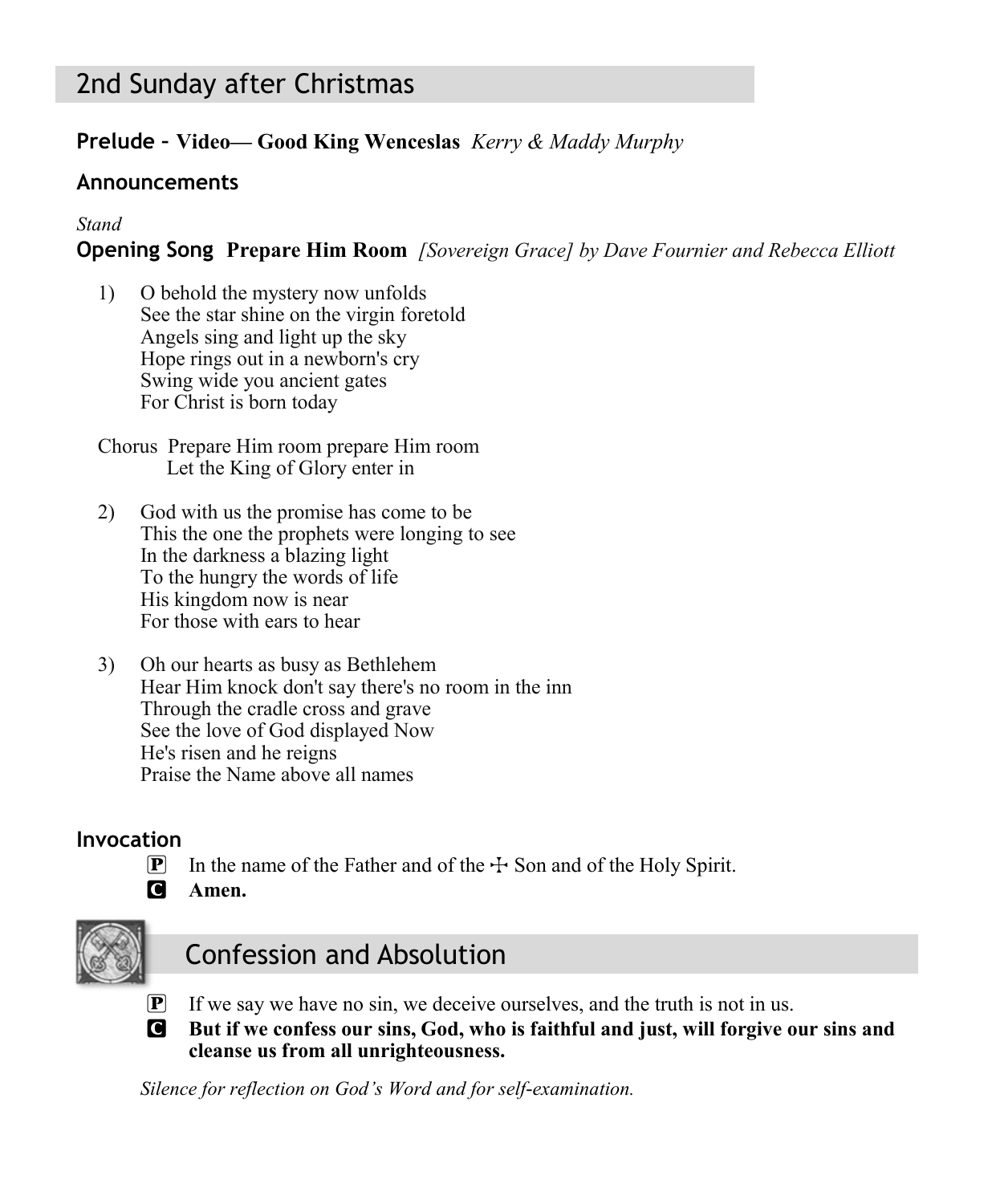## 2nd Sunday after Christmas

**Prelude – Video— Good King Wenceslas** *Kerry & Maddy Murphy*

**Announcements**

*Stand*

**Opening Song Prepare Him Room** *[Sovereign Grace] by Dave Fournier and Rebecca Elliott*

1) O behold the mystery now unfolds
See the star shine on the virgin foretold
Angels sing and light up the sky
Hope rings out in a newborn's cry
Swing wide you ancient gates
For Christ is born today

Chorus Prepare Him room prepare Him room
Let the King of Glory enter in

2) God with us the promise has come to be
This the one the prophets were longing to see
In the darkness a blazing light
To the hungry the words of life
His kingdom now is near
For those with ears to hear

3) Oh our hearts as busy as Bethlehem
Hear Him knock don't say there's no room in the inn
Through the cradle cross and grave
See the love of God displayed Now
He's risen and he reigns
Praise the Name above all names

**Invocation**

P In the name of the Father and of the ☩ Son and of the Holy Spirit.

C **Amen.**

## Confession and Absolution

P If we say we have no sin, we deceive ourselves, and the truth is not in us.

C **But if we confess our sins, God, who is faithful and just, will forgive our sins and cleanse us from all unrighteousness.**

*Silence for reflection on God's Word and for self-examination.*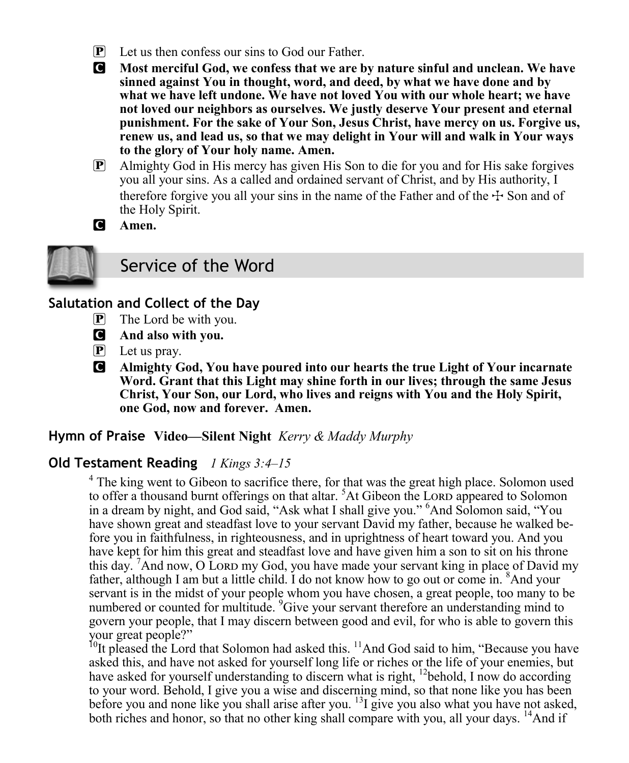**P** Let us then confess our sins to God our Father.

**C** **Most merciful God, we confess that we are by nature sinful and unclean. We have sinned against You in thought, word, and deed, by what we have done and by what we have left undone. We have not loved You with our whole heart; we have not loved our neighbors as ourselves. We justly deserve Your present and eternal punishment. For the sake of Your Son, Jesus Christ, have mercy on us. Forgive us, renew us, and lead us, so that we may delight in Your will and walk in Your ways to the glory of Your holy name. Amen.**

**P** Almighty God in His mercy has given His Son to die for you and for His sake forgives you all your sins. As a called and ordained servant of Christ, and by His authority, I therefore forgive you all your sins in the name of the Father and of the ☩ Son and of the Holy Spirit.

**C** **Amen.**

## Service of the Word

### Salutation and Collect of the Day

**P** The Lord be with you.

**C** **And also with you.**

**P** Let us pray.

**C** **Almighty God, You have poured into our hearts the true Light of Your incarnate Word. Grant that this Light may shine forth in our lives; through the same Jesus Christ, Your Son, our Lord, who lives and reigns with You and the Holy Spirit, one God, now and forever. Amen.**

### Hymn of Praise **Video—Silent Night** *Kerry & Maddy Murphy*

### Old Testament Reading *1 Kings 3:4–15*

[4] The king went to Gibeon to sacrifice there, for that was the great high place. Solomon used to offer a thousand burnt offerings on that altar. [5]At Gibeon the LORD appeared to Solomon in a dream by night, and God said, "Ask what I shall give you." [6]And Solomon said, "You have shown great and steadfast love to your servant David my father, because he walked before you in faithfulness, in righteousness, and in uprightness of heart toward you. And you have kept for him this great and steadfast love and have given him a son to sit on his throne this day. [7]And now, O LORD my God, you have made your servant king in place of David my father, although I am but a little child. I do not know how to go out or come in. [8]And your servant is in the midst of your people whom you have chosen, a great people, too many to be numbered or counted for multitude. [9]Give your servant therefore an understanding mind to govern your people, that I may discern between good and evil, for who is able to govern this your great people?"

[10]It pleased the Lord that Solomon had asked this. [11]And God said to him, "Because you have asked this, and have not asked for yourself long life or riches or the life of your enemies, but have asked for yourself understanding to discern what is right, [12]behold, I now do according to your word. Behold, I give you a wise and discerning mind, so that none like you has been before you and none like you shall arise after you. [13]I give you also what you have not asked, both riches and honor, so that no other king shall compare with you, all your days. [14]And if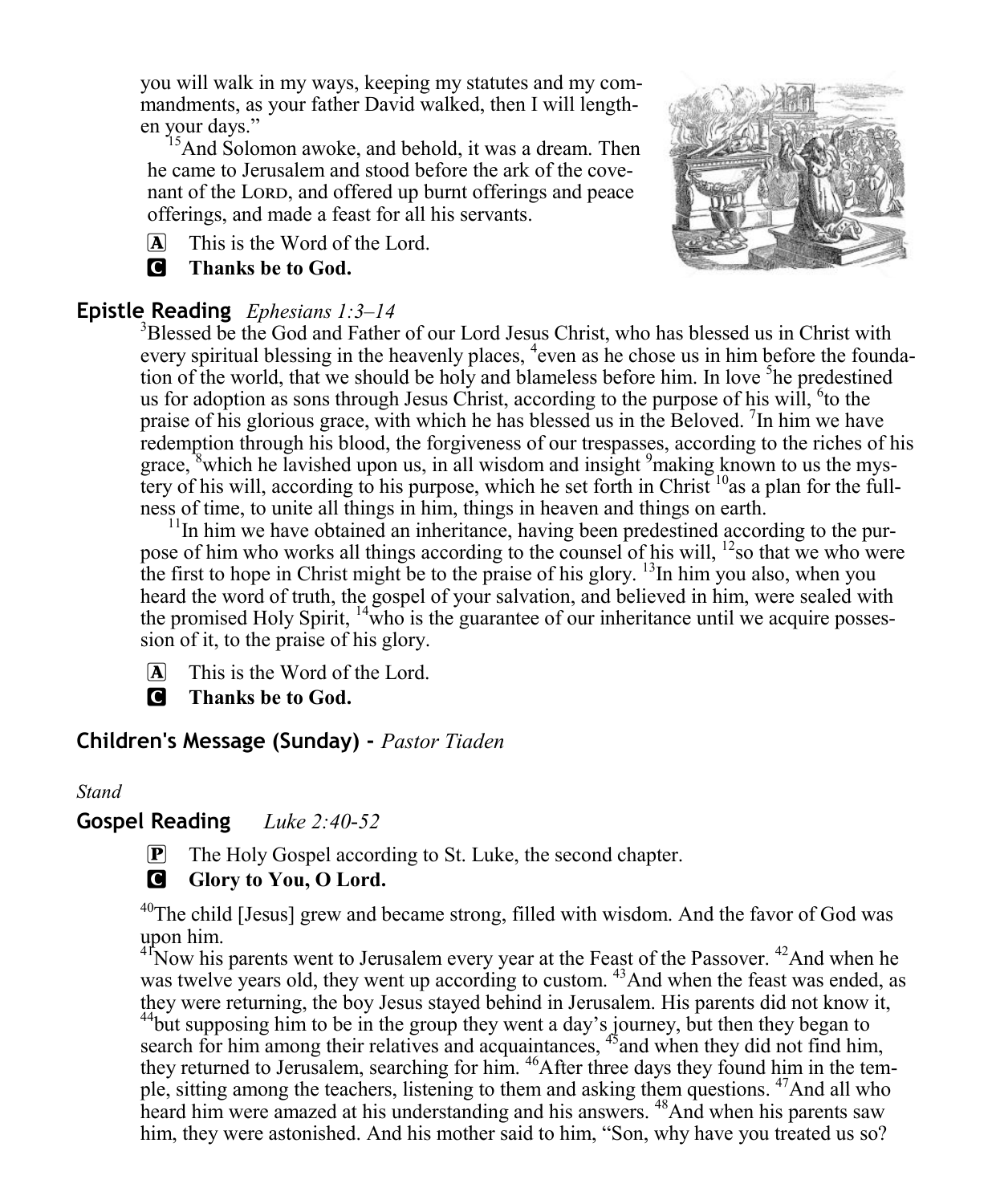you will walk in my ways, keeping my statutes and my commandments, as your father David walked, then I will lengthen your days."

[15]And Solomon awoke, and behold, it was a dream. Then he came to Jerusalem and stood before the ark of the covenant of the LORD, and offered up burnt offerings and peace offerings, and made a feast for all his servants.

A This is the Word of the Lord.

C **Thanks be to God.**

## Epistle Reading *Ephesians 1:3–14*

[3]Blessed be the God and Father of our Lord Jesus Christ, who has blessed us in Christ with every spiritual blessing in the heavenly places, [4]even as he chose us in him before the foundation of the world, that we should be holy and blameless before him. In love [5]he predestined us for adoption as sons through Jesus Christ, according to the purpose of his will, [6]to the praise of his glorious grace, with which he has blessed us in the Beloved. [7]In him we have redemption through his blood, the forgiveness of our trespasses, according to the riches of his grace, [8]which he lavished upon us, in all wisdom and insight [9]making known to us the mystery of his will, according to his purpose, which he set forth in Christ [10]as a plan for the fullness of time, to unite all things in him, things in heaven and things on earth.

[11]In him we have obtained an inheritance, having been predestined according to the purpose of him who works all things according to the counsel of his will, [12]so that we who were the first to hope in Christ might be to the praise of his glory. [13]In him you also, when you heard the word of truth, the gospel of your salvation, and believed in him, were sealed with the promised Holy Spirit, [14]who is the guarantee of our inheritance until we acquire possession of it, to the praise of his glory.

A This is the Word of the Lord.

C **Thanks be to God.**

## Children's Message (Sunday) - *Pastor Tiaden*

*Stand*

## Gospel Reading *Luke 2:40-52*

P The Holy Gospel according to St. Luke, the second chapter.

C **Glory to You, O Lord.**

[40]The child [Jesus] grew and became strong, filled with wisdom. And the favor of God was upon him.

[41]Now his parents went to Jerusalem every year at the Feast of the Passover. [42]And when he was twelve years old, they went up according to custom. [43]And when the feast was ended, as they were returning, the boy Jesus stayed behind in Jerusalem. His parents did not know it, [44]but supposing him to be in the group they went a day's journey, but then they began to search for him among their relatives and acquaintances, [45]and when they did not find him, they returned to Jerusalem, searching for him. [46]After three days they found him in the temple, sitting among the teachers, listening to them and asking them questions. [47]And all who heard him were amazed at his understanding and his answers. [48]And when his parents saw him, they were astonished. And his mother said to him, "Son, why have you treated us so?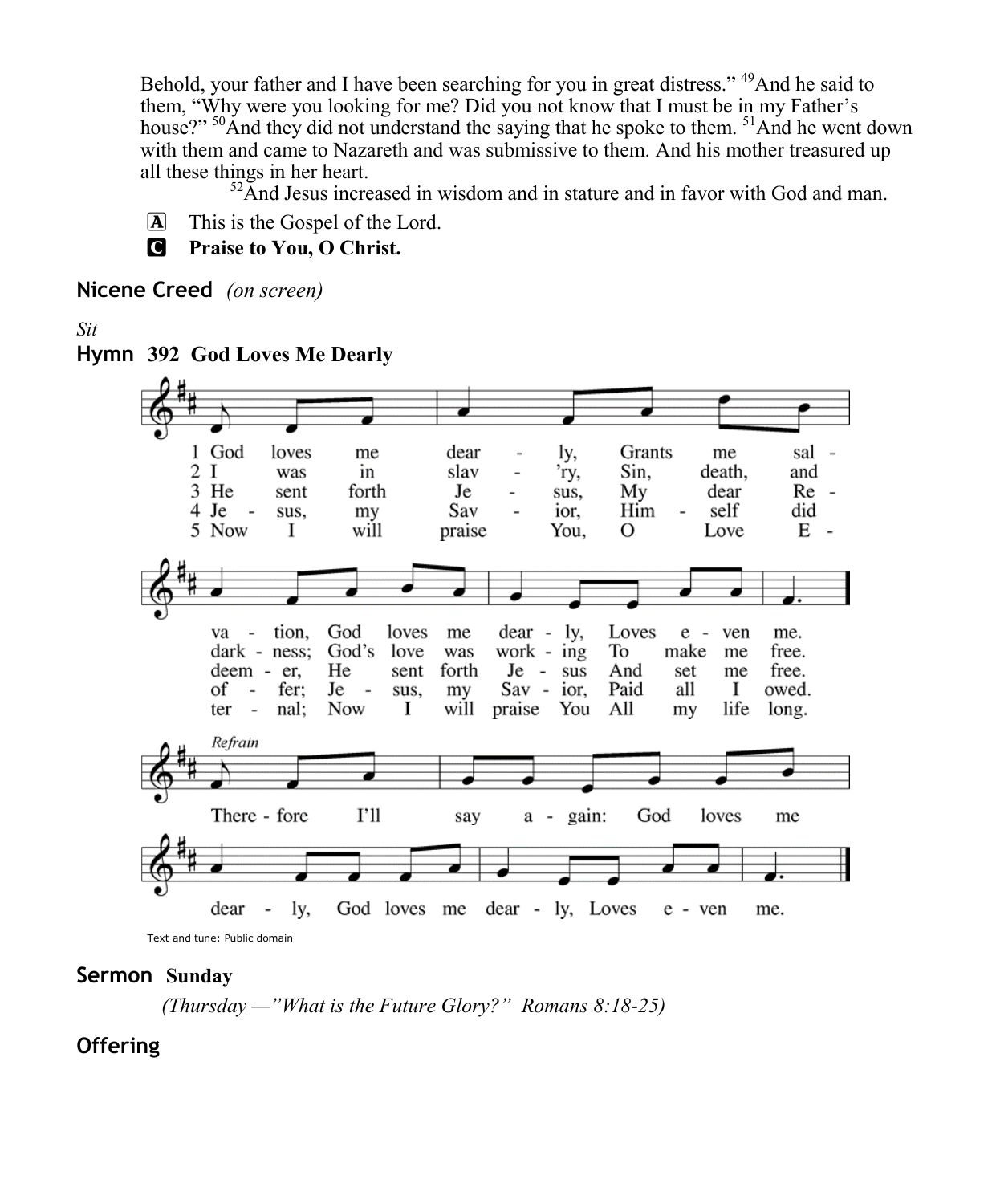Behold, your father and I have been searching for you in great distress." [49]And he said to them, "Why were you looking for me? Did you not know that I must be in my Father's house?" [50]And they did not understand the saying that he spoke to them. [51]And he went down with them and came to Nazareth and was submissive to them. And his mother treasured up all these things in her heart.

[52]And Jesus increased in wisdom and in stature and in favor with God and man.

A This is the Gospel of the Lord.

C **Praise to You, O Christ.**

## Nicene Creed *(on screen)*

*Sit*

## Hymn 392 God Loves Me Dearly

1 God loves me dearly, Grants me salvation, God loves me dearly, Loves even me.
2 I was in slav'ry, Sin, death, and darkness; God's love was working To make me free.
3 He sent forth Jesus, My dear Redeemer, He sent forth Jesus And set me free.
4 Jesus, my Savior, Himself did offer; Jesus, my Savior, Paid all I owed.
5 Now I will praise You, O Love Eternal; Now I will praise You All my life long.

*Refrain*
Therefore I'll say again: God loves me dearly, God loves me dearly, Loves even me.

Text and tune: Public domain

## Sermon Sunday

*(Thursday —"What is the Future Glory?" Romans 8:18-25)*

## Offering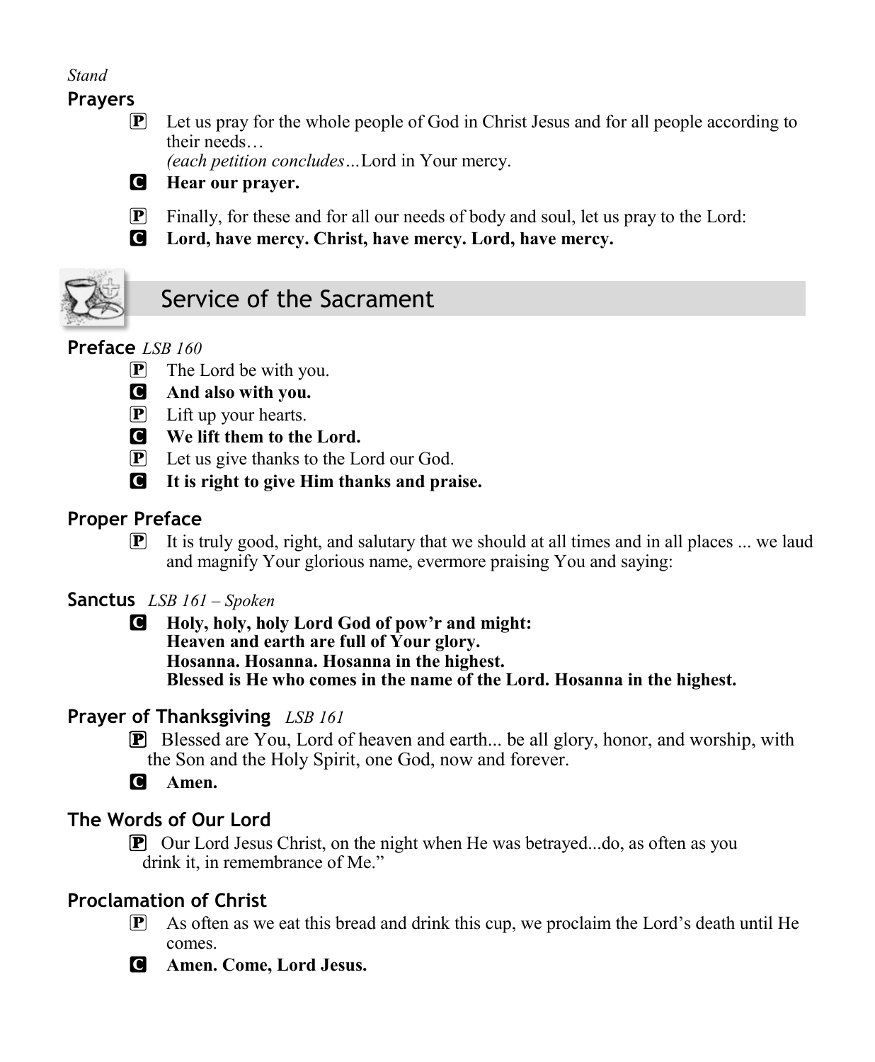*Stand*

## Prayers

P Let us pray for the whole people of God in Christ Jesus and for all people according to their needs…
*(each petition concludes…*Lord in Your mercy.

C **Hear our prayer.**

P Finally, for these and for all our needs of body and soul, let us pray to the Lord:

C **Lord, have mercy. Christ, have mercy. Lord, have mercy.**

# Service of the Sacrament

## Preface *LSB 160*

P The Lord be with you.

C **And also with you.**

P Lift up your hearts.

C **We lift them to the Lord.**

P Let us give thanks to the Lord our God.

C **It is right to give Him thanks and praise.**

## Proper Preface

P It is truly good, right, and salutary that we should at all times and in all places ... we laud and magnify Your glorious name, evermore praising You and saying:

## Sanctus *LSB 161 – Spoken*

C **Holy, holy, holy Lord God of pow'r and might:**
**Heaven and earth are full of Your glory.**
**Hosanna. Hosanna. Hosanna in the highest.**
**Blessed is He who comes in the name of the Lord. Hosanna in the highest.**

## Prayer of Thanksgiving *LSB 161*

P Blessed are You, Lord of heaven and earth... be all glory, honor, and worship, with the Son and the Holy Spirit, one God, now and forever.

C **Amen.**

## The Words of Our Lord

P Our Lord Jesus Christ, on the night when He was betrayed...do, as often as you drink it, in remembrance of Me."

## Proclamation of Christ

P As often as we eat this bread and drink this cup, we proclaim the Lord's death until He comes.

C **Amen. Come, Lord Jesus.**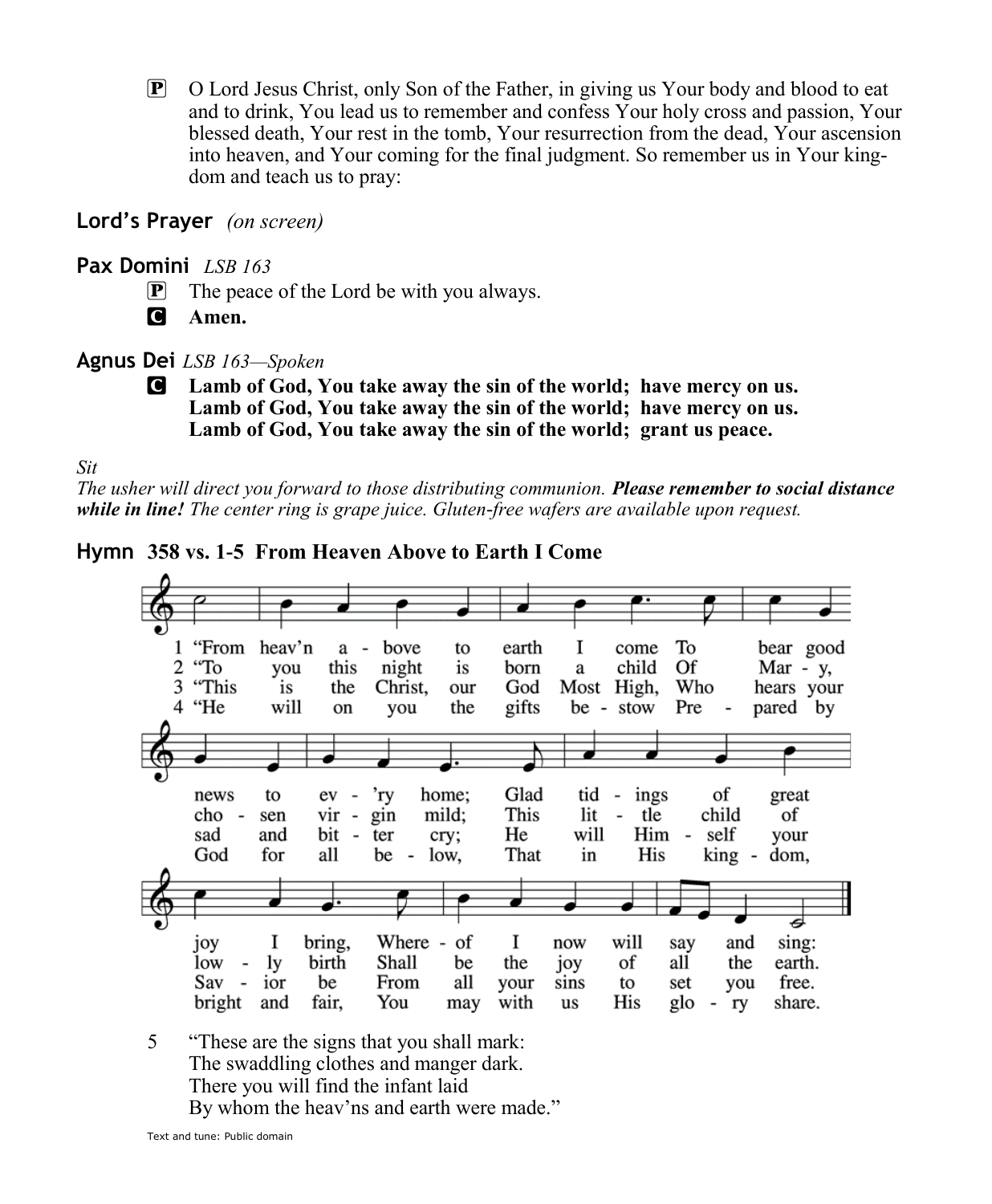P O Lord Jesus Christ, only Son of the Father, in giving us Your body and blood to eat and to drink, You lead us to remember and confess Your holy cross and passion, Your blessed death, Your rest in the tomb, Your resurrection from the dead, Your ascension into heaven, and Your coming for the final judgment. So remember us in Your kingdom and teach us to pray:

## Lord's Prayer *(on screen)*

## Pax Domini *LSB 163*

P The peace of the Lord be with you always.

C **Amen.**

## Agnus Dei *LSB 163—Spoken*

C **Lamb of God, You take away the sin of the world; have mercy on us.**
**Lamb of God, You take away the sin of the world; have mercy on us.**
**Lamb of God, You take away the sin of the world; grant us peace.**

*Sit*

*The usher will direct you forward to those distributing communion.* ***Please remember to social distance while in line!*** *The center ring is grape juice. Gluten-free wafers are available upon request.*

## Hymn 358 vs. 1-5 From Heaven Above to Earth I Come

1 "From heav'n above to earth I come To bear good news to ev'ry home; Glad tidings of great joy I bring, Whereof I now will say and sing:

2 "To you this night is born a child Of Mary, chosen virgin mild; This little child of lowly birth Shall be the joy of all the earth.

3 "This is the Christ, our God Most High, Who hears your sad and bitter cry; He will Himself your Savior be From all your sins to set you free.

4 "He will on you the gifts bestow Prepared by God for all below, That in His kingdom, bright and fair, You may with us His glory share.

5 "These are the signs that you shall mark:
The swaddling clothes and manger dark.
There you will find the infant laid
By whom the heav'ns and earth were made."

Text and tune: Public domain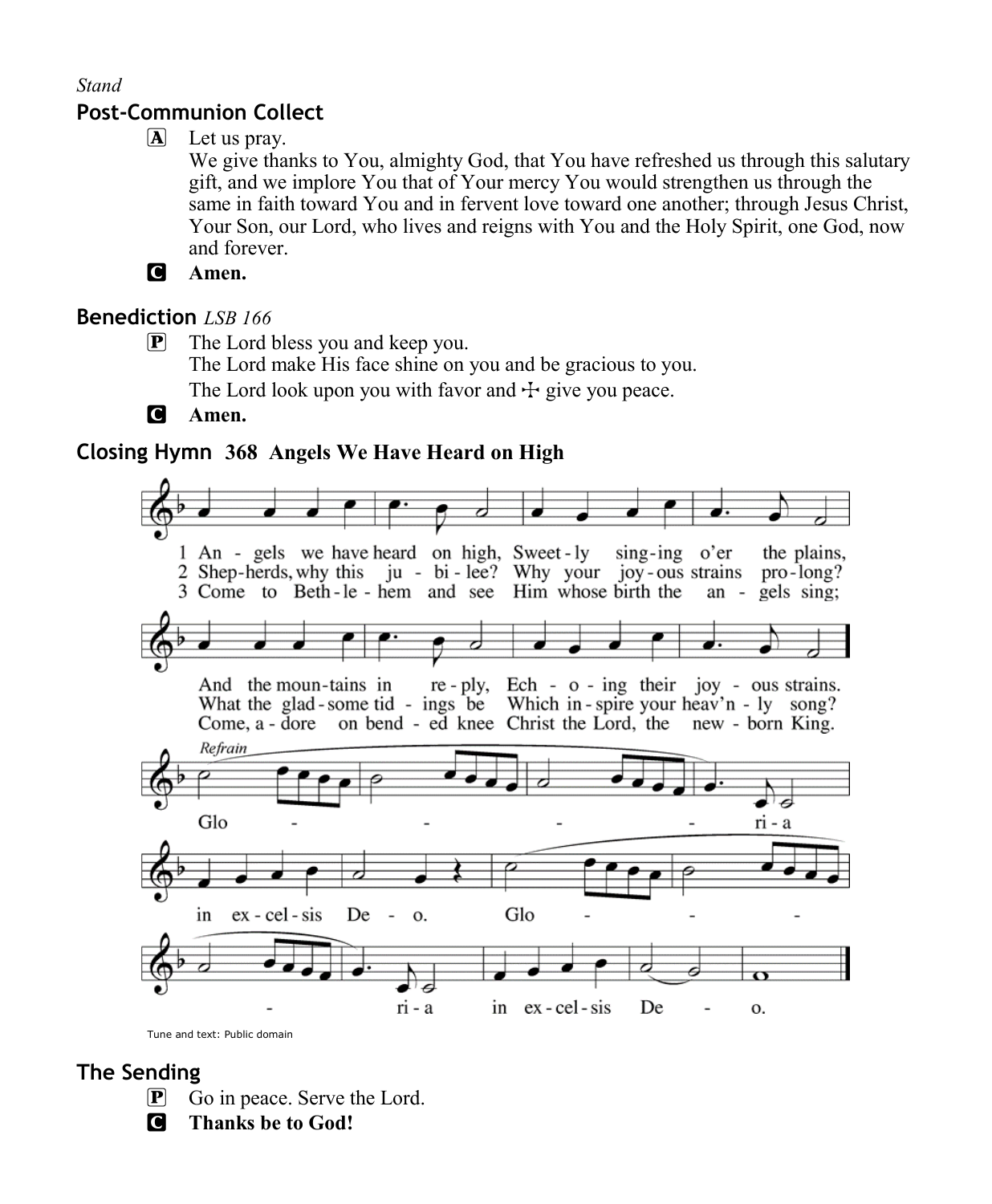*Stand*

## Post-Communion Collect

A Let us pray.
We give thanks to You, almighty God, that You have refreshed us through this salutary gift, and we implore You that of Your mercy You would strengthen us through the same in faith toward You and in fervent love toward one another; through Jesus Christ, Your Son, our Lord, who lives and reigns with You and the Holy Spirit, one God, now and forever.

C **Amen.**

## Benediction *LSB 166*

P The Lord bless you and keep you.
The Lord make His face shine on you and be gracious to you.
The Lord look upon you with favor and ☩ give you peace.

C **Amen.**

## Closing Hymn 368 Angels We Have Heard on High

1 Angels we have heard on high, Sweetly singing o'er the plains, And the mountains in reply, Echoing their joyous strains.

2 Shepherds, why this jubilee? Why your joyous strains prolong? What the gladsome tidings be Which inspire your heav'nly song?

3 Come to Bethlehem and see Him whose birth the angels sing; Come, adore on bended knee Christ the Lord, the newborn King.

*Refrain*
Gloria in excelsis Deo. Gloria in excelsis Deo.

Tune and text: Public domain

## The Sending

P Go in peace. Serve the Lord.

C **Thanks be to God!**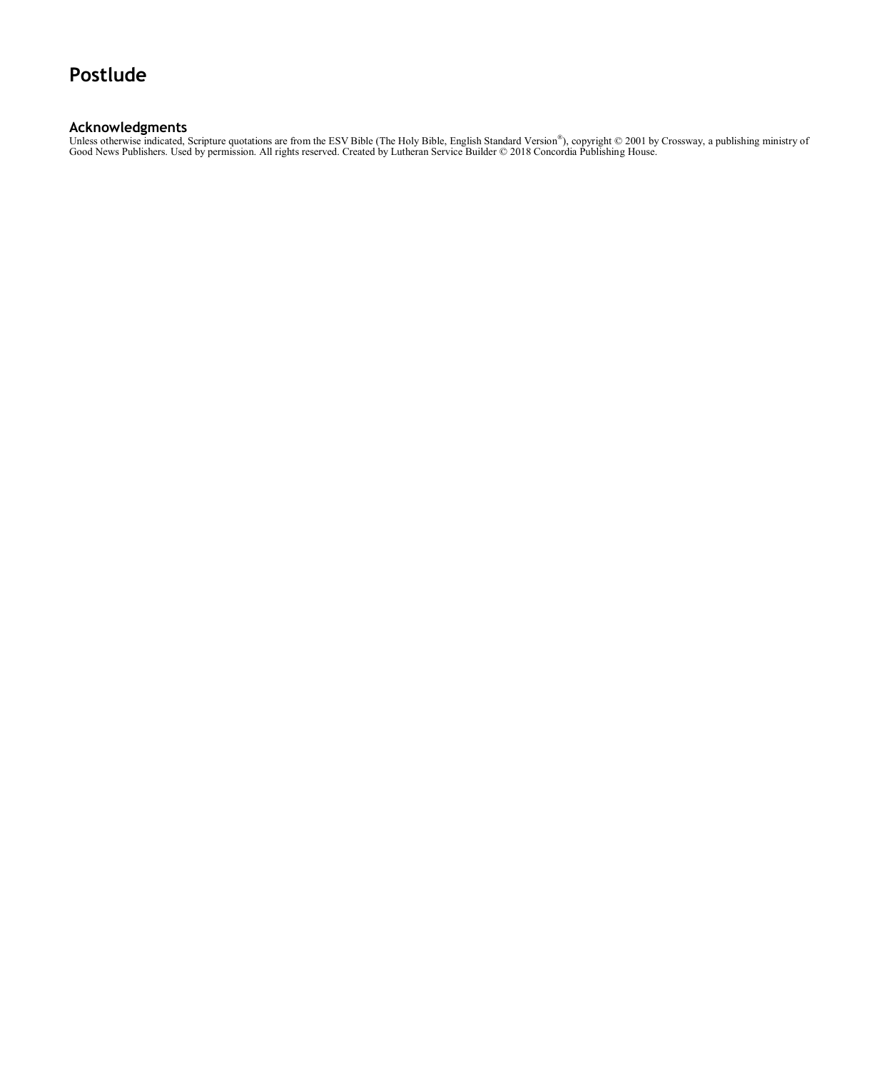## Postlude

### Acknowledgments

Unless otherwise indicated, Scripture quotations are from the ESV Bible (The Holy Bible, English Standard Version®), copyright © 2001 by Crossway, a publishing ministry of Good News Publishers. Used by permission. All rights reserved. Created by Lutheran Service Builder © 2018 Concordia Publishing House.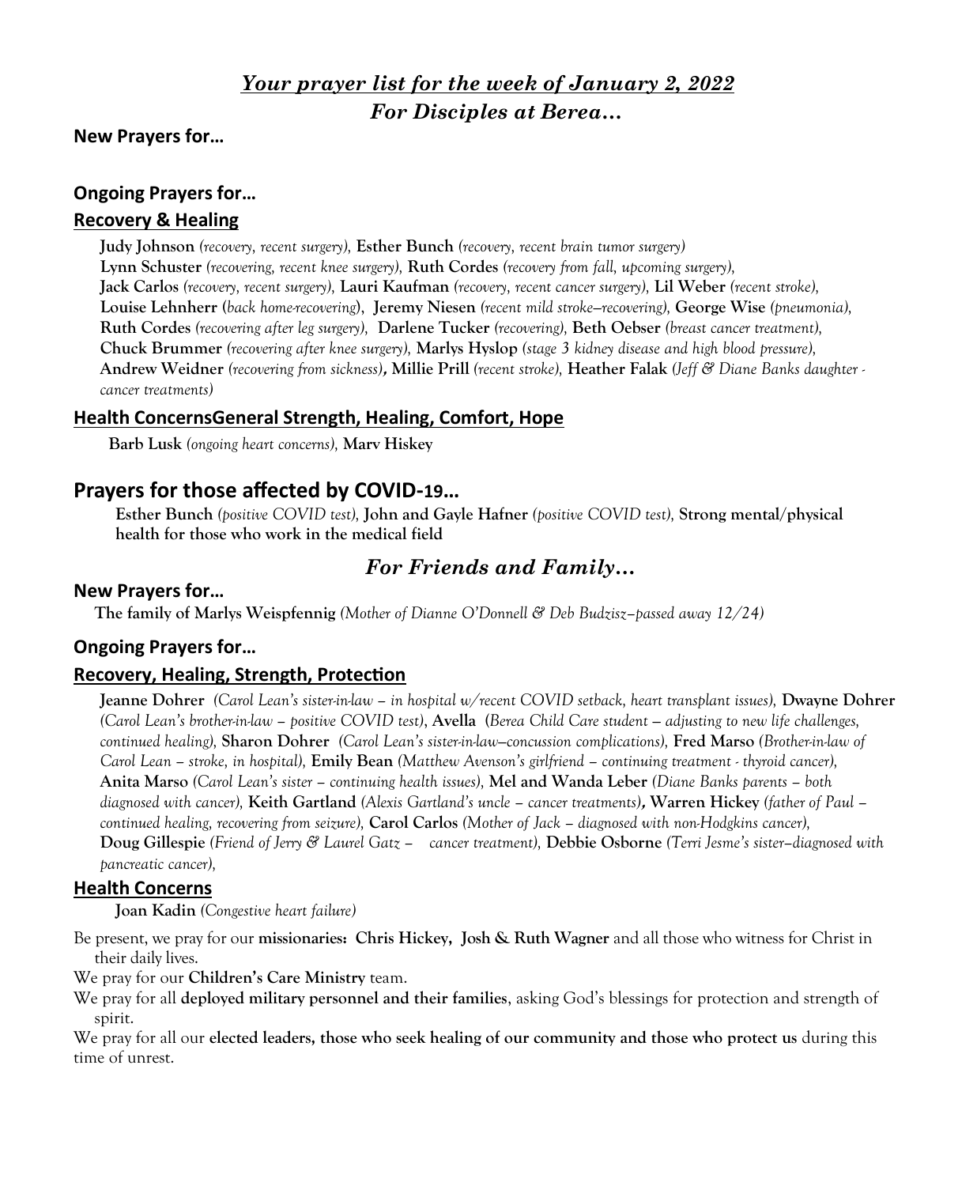## *Your prayer list for the week of January 2, 2022*

## *For Disciples at Berea…*

**New Prayers for…**

**Ongoing Prayers for…**

**Recovery & Healing**

**Judy Johnson** *(recovery, recent surgery)*, **Esther Bunch** *(recovery, recent brain tumor surgery)*
**Lynn Schuster** *(recovering, recent knee surgery)*, **Ruth Cordes** *(recovery from fall, upcoming surgery)*,
**Jack Carlos** *(recovery, recent surgery)*, **Lauri Kaufman** *(recovery, recent cancer surgery)*, **Lil Weber** *(recent stroke)*,
**Louise Lehnherr** (*back home-recovering*), **Jeremy Niesen** *(recent mild stroke—recovering)*, **George Wise** *(pneumonia)*,
**Ruth Cordes** *(recovering after leg surgery)*, **Darlene Tucker** *(recovering)*, **Beth Oebser** *(breast cancer treatment)*,
**Chuck Brummer** *(recovering after knee surgery)*, **Marlys Hyslop** *(stage 3 kidney disease and high blood pressure)*,
**Andrew Weidner** *(recovering from sickness)*, **Millie Prill** *(recent stroke)*, **Heather Falak** *(Jeff & Diane Banks daughter - cancer treatments)*

**Health ConcernsGeneral Strength, Healing, Comfort, Hope**

**Barb Lusk** *(ongoing heart concerns)*, **Marv Hiskey**

## Prayers for those affected by COVID-19…

**Esther Bunch** *(positive COVID test)*, **John and Gayle Hafner** *(positive COVID test)*, **Strong mental/physical health for those who work in the medical field**

## *For Friends and Family…*

**New Prayers for…**

**The family of Marlys Weispfennig** *(Mother of Dianne O'Donnell & Deb Budzisz—passed away 12/24)*

**Ongoing Prayers for…**

**Recovery, Healing, Strength, Protection**

**Jeanne Dohrer** *(Carol Lean's sister-in-law – in hospital w/recent COVID setback, heart transplant issues)*, **Dwayne Dohrer** *(Carol Lean's brother-in-law – positive COVID test)*, **Avella** (*Berea Child Care student – adjusting to new life challenges, continued healing)*, **Sharon Dohrer** *(Carol Lean's sister-in-law—concussion complications)*, **Fred Marso** *(Brother-in-law of Carol Lean – stroke, in hospital)*, **Emily Bean** *(Matthew Avenson's girlfriend – continuing treatment - thyroid cancer)*, **Anita Marso** *(Carol Lean's sister – continuing health issues)*, **Mel and Wanda Leber** *(Diane Banks parents – both diagnosed with cancer)*, **Keith Gartland** *(Alexis Gartland's uncle – cancer treatments)*, **Warren Hickey** *(father of Paul – continued healing, recovering from seizure)*, **Carol Carlos** *(Mother of Jack – diagnosed with non-Hodgkins cancer)*, **Doug Gillespie** *(Friend of Jerry & Laurel Gatz – cancer treatment)*, **Debbie Osborne** *(Terri Jesme's sister—diagnosed with pancreatic cancer)*,

**Health Concerns**

**Joan Kadin** *(Congestive heart failure)*

Be present, we pray for our **missionaries: Chris Hickey, Josh & Ruth Wagner** and all those who witness for Christ in their daily lives.

We pray for our **Children's Care Ministry** team.

We pray for all **deployed military personnel and their families**, asking God's blessings for protection and strength of spirit.

We pray for all our **elected leaders, those who seek healing of our community and those who protect us** during this time of unrest.